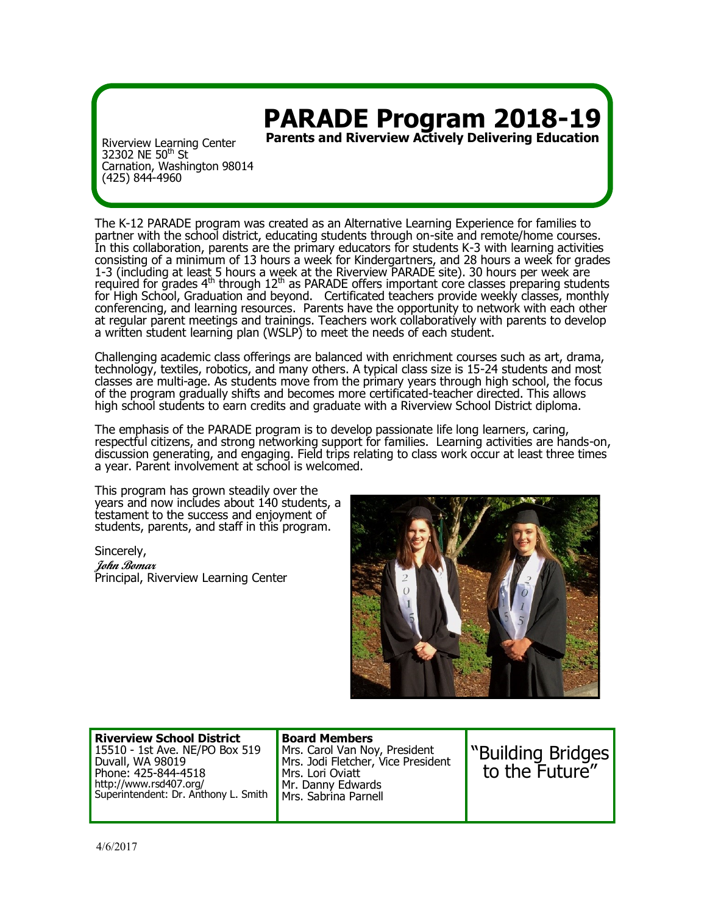# PARADE Program 2018-19

**Parents and Riverview Actively Delivering Education**

Riverview Learning Center
32302 NE 50th St
Carnation, Washington 98014
(425) 844-4960

The K-12 PARADE program was created as an Alternative Learning Experience for families to partner with the school district, educating students through on-site and remote/home courses. In this collaboration, parents are the primary educators for students K-3 with learning activities consisting of a minimum of 13 hours a week for Kindergartners, and 28 hours a week for grades 1-3 (including at least 5 hours a week at the Riverview PARADE site). 30 hours per week are required for grades 4th through 12th as PARADE offers important core classes preparing students for High School, Graduation and beyond. Certificated teachers provide weekly classes, monthly conferencing, and learning resources. Parents have the opportunity to network with each other at regular parent meetings and trainings. Teachers work collaboratively with parents to develop a written student learning plan (WSLP) to meet the needs of each student.

Challenging academic class offerings are balanced with enrichment courses such as art, drama, technology, textiles, robotics, and many others. A typical class size is 15-24 students and most classes are multi-age. As students move from the primary years through high school, the focus of the program gradually shifts and becomes more certificated-teacher directed. This allows high school students to earn credits and graduate with a Riverview School District diploma.

The emphasis of the PARADE program is to develop passionate life long learners, caring, respectful citizens, and strong networking support for families. Learning activities are hands-on, discussion generating, and engaging. Field trips relating to class work occur at least three times a year. Parent involvement at school is welcomed.

This program has grown steadily over the years and now includes about 140 students, a testament to the success and enjoyment of students, parents, and staff in this program.

Sincerely,
*John Bomar*
Principal, Riverview Learning Center

| **Riverview School District** | **Board Members** | "Building Bridges to the Future" |
|---|---|---|
| 15510 - 1st Ave. NE/PO Box 519<br>Duvall, WA 98019<br>Phone: 425-844-4518<br>http://www.rsd407.org/<br>Superintendent: Dr. Anthony L. Smith | Mrs. Carol Van Noy, President<br>Mrs. Jodi Fletcher, Vice President<br>Mrs. Lori Oviatt<br>Mr. Danny Edwards<br>Mrs. Sabrina Parnell | |

4/6/2017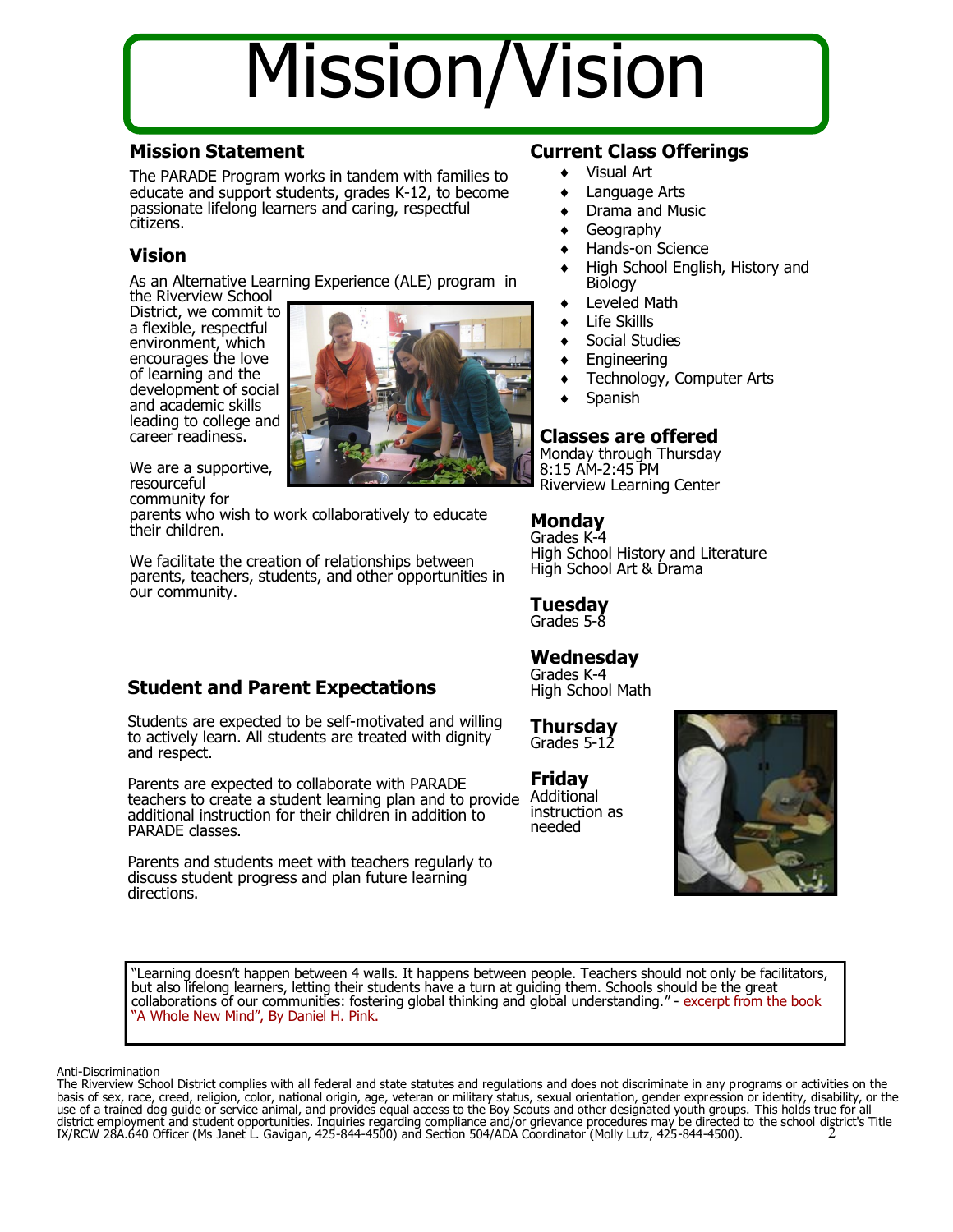# Mission/Vision

## Mission Statement

The PARADE Program works in tandem with families to educate and support students, grades K-12, to become passionate lifelong learners and caring, respectful citizens.

## Vision

As an Alternative Learning Experience (ALE) program in the Riverview School District, we commit to a flexible, respectful environment, which encourages the love of learning and the development of social and academic skills leading to college and career readiness.

We are a supportive, resourceful community for parents who wish to work collaboratively to educate their children.

We facilitate the creation of relationships between parents, teachers, students, and other opportunities in our community.

## Student and Parent Expectations

Students are expected to be self-motivated and willing to actively learn. All students are treated with dignity and respect.

Parents are expected to collaborate with PARADE teachers to create a student learning plan and to provide additional instruction for their children in addition to PARADE classes.

Parents and students meet with teachers regularly to discuss student progress and plan future learning directions.

## Current Class Offerings

- Visual Art
- Language Arts
- Drama and Music
- Geography
- Hands-on Science
- High School English, History and Biology
- Leveled Math
- Life Skillls
- Social Studies
- Engineering
- Technology, Computer Arts
- Spanish

## Classes are offered

Monday through Thursday
8:15 AM-2:45 PM
Riverview Learning Center

### Monday

Grades K-4
High School History and Literature
High School Art & Drama

### Tuesday

Grades 5-8

### Wednesday

Grades K-4
High School Math

### Thursday

Grades 5-12

### Friday

Additional instruction as needed

"Learning doesn't happen between 4 walls. It happens between people. Teachers should not only be facilitators, but also lifelong learners, letting their students have a turn at guiding them. Schools should be the great collaborations of our communities: fostering global thinking and global understanding." - excerpt from the book "A Whole New Mind", By Daniel H. Pink.

Anti-Discrimination
The Riverview School District complies with all federal and state statutes and regulations and does not discriminate in any programs or activities on the basis of sex, race, creed, religion, color, national origin, age, veteran or military status, sexual orientation, gender expression or identity, disability, or the use of a trained dog guide or service animal, and provides equal access to the Boy Scouts and other designated youth groups. This holds true for all district employment and student opportunities. Inquiries regarding compliance and/or grievance procedures may be directed to the school district's Title IX/RCW 28A.640 Officer (Ms Janet L. Gavigan, 425-844-4500) and Section 504/ADA Coordinator (Molly Lutz, 425-844-4500).